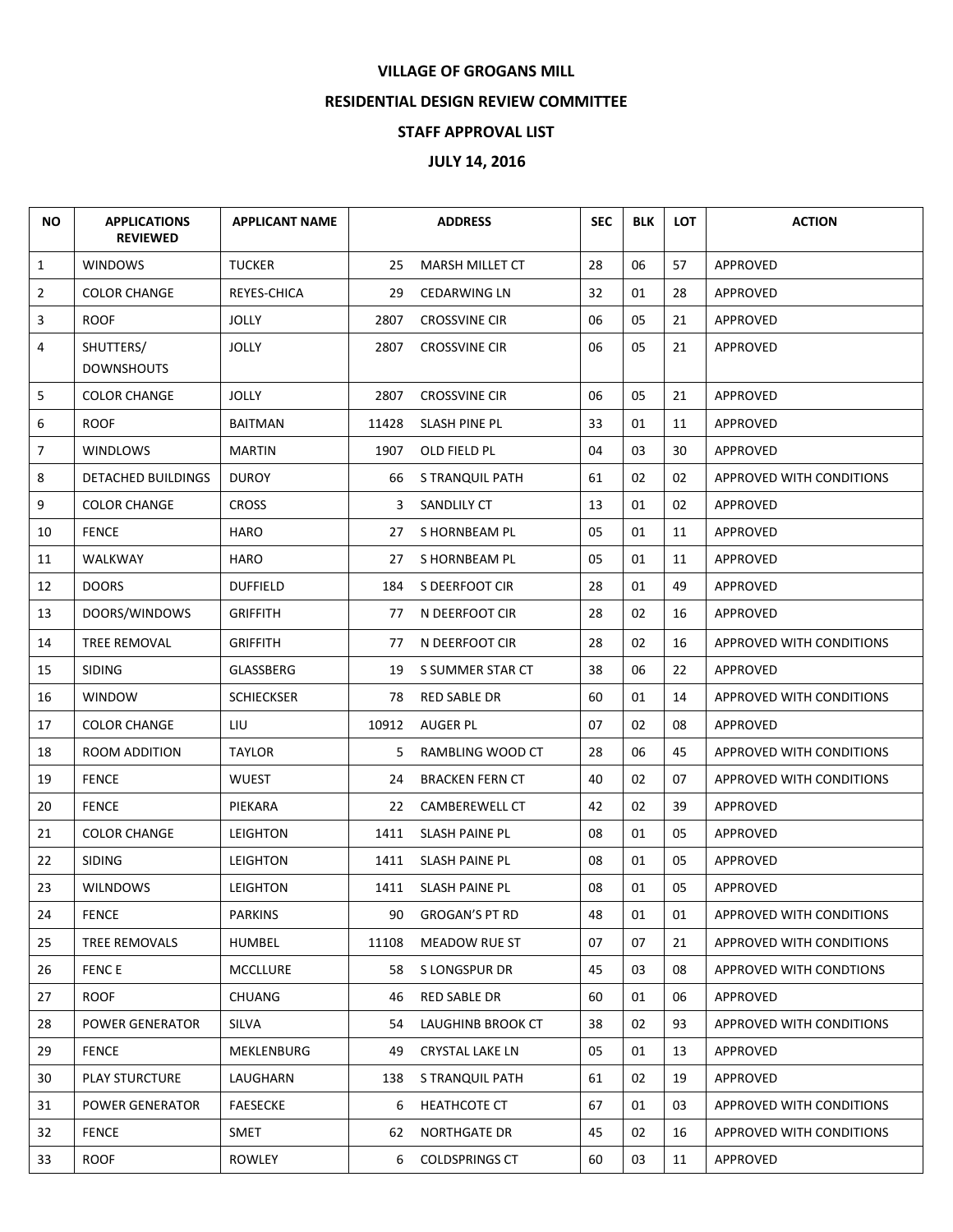**VILLAGE OF GROGANS MILL**

**RESIDENTIAL DESIGN REVIEW COMMITTEE**

**STAFF APPROVAL LIST**

**JULY 14, 2016**

| NO | APPLICATIONS REVIEWED | APPLICANT NAME | ADDRESS | | SEC | BLK | LOT | ACTION |
|---|---|---|---|---|---|---|---|---|
| 1 | WINDOWS | TUCKER | 25 | MARSH MILLET CT | 28 | 06 | 57 | APPROVED |
| 2 | COLOR CHANGE | REYES-CHICA | 29 | CEDARWING LN | 32 | 01 | 28 | APPROVED |
| 3 | ROOF | JOLLY | 2807 | CROSSVINE CIR | 06 | 05 | 21 | APPROVED |
| 4 | SHUTTERS/ DOWNSHOUTS | JOLLY | 2807 | CROSSVINE CIR | 06 | 05 | 21 | APPROVED |
| 5 | COLOR CHANGE | JOLLY | 2807 | CROSSVINE CIR | 06 | 05 | 21 | APPROVED |
| 6 | ROOF | BAITMAN | 11428 | SLASH PINE PL | 33 | 01 | 11 | APPROVED |
| 7 | WINDLOWS | MARTIN | 1907 | OLD FIELD PL | 04 | 03 | 30 | APPROVED |
| 8 | DETACHED BUILDINGS | DUROY | 66 | S TRANQUIL PATH | 61 | 02 | 02 | APPROVED WITH CONDITIONS |
| 9 | COLOR CHANGE | CROSS | 3 | SANDLILY CT | 13 | 01 | 02 | APPROVED |
| 10 | FENCE | HARO | 27 | S HORNBEAM PL | 05 | 01 | 11 | APPROVED |
| 11 | WALKWAY | HARO | 27 | S HORNBEAM PL | 05 | 01 | 11 | APPROVED |
| 12 | DOORS | DUFFIELD | 184 | S DEERFOOT CIR | 28 | 01 | 49 | APPROVED |
| 13 | DOORS/WINDOWS | GRIFFITH | 77 | N DEERFOOT CIR | 28 | 02 | 16 | APPROVED |
| 14 | TREE REMOVAL | GRIFFITH | 77 | N DEERFOOT CIR | 28 | 02 | 16 | APPROVED WITH CONDITIONS |
| 15 | SIDING | GLASSBERG | 19 | S SUMMER STAR CT | 38 | 06 | 22 | APPROVED |
| 16 | WINDOW | SCHIECKSER | 78 | RED SABLE DR | 60 | 01 | 14 | APPROVED WITH CONDITIONS |
| 17 | COLOR CHANGE | LIU | 10912 | AUGER PL | 07 | 02 | 08 | APPROVED |
| 18 | ROOM ADDITION | TAYLOR | 5 | RAMBLING WOOD CT | 28 | 06 | 45 | APPROVED WITH CONDITIONS |
| 19 | FENCE | WUEST | 24 | BRACKEN FERN CT | 40 | 02 | 07 | APPROVED WITH CONDITIONS |
| 20 | FENCE | PIEKARA | 22 | CAMBEREWELL CT | 42 | 02 | 39 | APPROVED |
| 21 | COLOR CHANGE | LEIGHTON | 1411 | SLASH PAINE PL | 08 | 01 | 05 | APPROVED |
| 22 | SIDING | LEIGHTON | 1411 | SLASH PAINE PL | 08 | 01 | 05 | APPROVED |
| 23 | WILNDOWS | LEIGHTON | 1411 | SLASH PAINE PL | 08 | 01 | 05 | APPROVED |
| 24 | FENCE | PARKINS | 90 | GROGAN'S PT RD | 48 | 01 | 01 | APPROVED WITH CONDITIONS |
| 25 | TREE REMOVALS | HUMBEL | 11108 | MEADOW RUE ST | 07 | 07 | 21 | APPROVED WITH CONDITIONS |
| 26 | FENC E | MCCLLURE | 58 | S LONGSPUR DR | 45 | 03 | 08 | APPROVED WITH CONDTIONS |
| 27 | ROOF | CHUANG | 46 | RED SABLE DR | 60 | 01 | 06 | APPROVED |
| 28 | POWER GENERATOR | SILVA | 54 | LAUGHINB BROOK CT | 38 | 02 | 93 | APPROVED WITH CONDITIONS |
| 29 | FENCE | MEKLENBURG | 49 | CRYSTAL LAKE LN | 05 | 01 | 13 | APPROVED |
| 30 | PLAY STURCTURE | LAUGHARN | 138 | S TRANQUIL PATH | 61 | 02 | 19 | APPROVED |
| 31 | POWER GENERATOR | FAESECKE | 6 | HEATHCOTE CT | 67 | 01 | 03 | APPROVED WITH CONDITIONS |
| 32 | FENCE | SMET | 62 | NORTHGATE DR | 45 | 02 | 16 | APPROVED WITH CONDITIONS |
| 33 | ROOF | ROWLEY | 6 | COLDSPRINGS CT | 60 | 03 | 11 | APPROVED |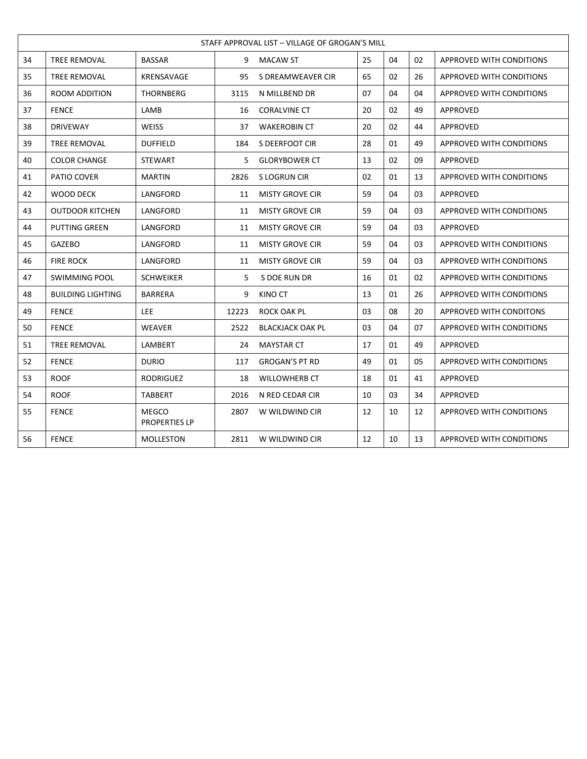| STAFF APPROVAL LIST – VILLAGE OF GROGAN'S MILL | | | | | | | | |
|---|---|---|---|---|---|---|---|---|
| 34 | TREE REMOVAL | BASSAR | 9 | MACAW ST | 25 | 04 | 02 | APPROVED WITH CONDITIONS |
| 35 | TREE REMOVAL | KRENSAVAGE | 95 | S DREAMWEAVER CIR | 65 | 02 | 26 | APPROVED WITH CONDITIONS |
| 36 | ROOM ADDITION | THORNBERG | 3115 | N MILLBEND DR | 07 | 04 | 04 | APPROVED WITH CONDITIONS |
| 37 | FENCE | LAMB | 16 | CORALVINE CT | 20 | 02 | 49 | APPROVED |
| 38 | DRIVEWAY | WEISS | 37 | WAKEROBIN CT | 20 | 02 | 44 | APPROVED |
| 39 | TREE REMOVAL | DUFFIELD | 184 | S DEERFOOT CIR | 28 | 01 | 49 | APPROVED WITH CONDITIONS |
| 40 | COLOR CHANGE | STEWART | 5 | GLORYBOWER CT | 13 | 02 | 09 | APPROVED |
| 41 | PATIO COVER | MARTIN | 2826 | S LOGRUN CIR | 02 | 01 | 13 | APPROVED WITH CONDITIONS |
| 42 | WOOD DECK | LANGFORD | 11 | MISTY GROVE CIR | 59 | 04 | 03 | APPROVED |
| 43 | OUTDOOR KITCHEN | LANGFORD | 11 | MISTY GROVE CIR | 59 | 04 | 03 | APPROVED WITH CONDITIONS |
| 44 | PUTTING GREEN | LANGFORD | 11 | MISTY GROVE CIR | 59 | 04 | 03 | APPROVED |
| 45 | GAZEBO | LANGFORD | 11 | MISTY GROVE CIR | 59 | 04 | 03 | APPROVED WITH CONDITIONS |
| 46 | FIRE ROCK | LANGFORD | 11 | MISTY GROVE CIR | 59 | 04 | 03 | APPROVED WITH CONDITIONS |
| 47 | SWIMMING POOL | SCHWEIKER | 5 | S DOE RUN DR | 16 | 01 | 02 | APPROVED WITH CONDITIONS |
| 48 | BUILDING LIGHTING | BARRERA | 9 | KINO CT | 13 | 01 | 26 | APPROVED WITH CONDITIONS |
| 49 | FENCE | LEE | 12223 | ROCK OAK PL | 03 | 08 | 20 | APPROVED WITH CONDITONS |
| 50 | FENCE | WEAVER | 2522 | BLACKJACK OAK PL | 03 | 04 | 07 | APPROVED WITH CONDITIONS |
| 51 | TREE REMOVAL | LAMBERT | 24 | MAYSTAR CT | 17 | 01 | 49 | APPROVED |
| 52 | FENCE | DURIO | 117 | GROGAN'S PT RD | 49 | 01 | 05 | APPROVED WITH CONDITIONS |
| 53 | ROOF | RODRIGUEZ | 18 | WILLOWHERB CT | 18 | 01 | 41 | APPROVED |
| 54 | ROOF | TABBERT | 2016 | N RED CEDAR CIR | 10 | 03 | 34 | APPROVED |
| 55 | FENCE | MEGCO PROPERTIES LP | 2807 | W WILDWIND CIR | 12 | 10 | 12 | APPROVED WITH CONDITIONS |
| 56 | FENCE | MOLLESTON | 2811 | W WILDWIND CIR | 12 | 10 | 13 | APPROVED WITH CONDITIONS |